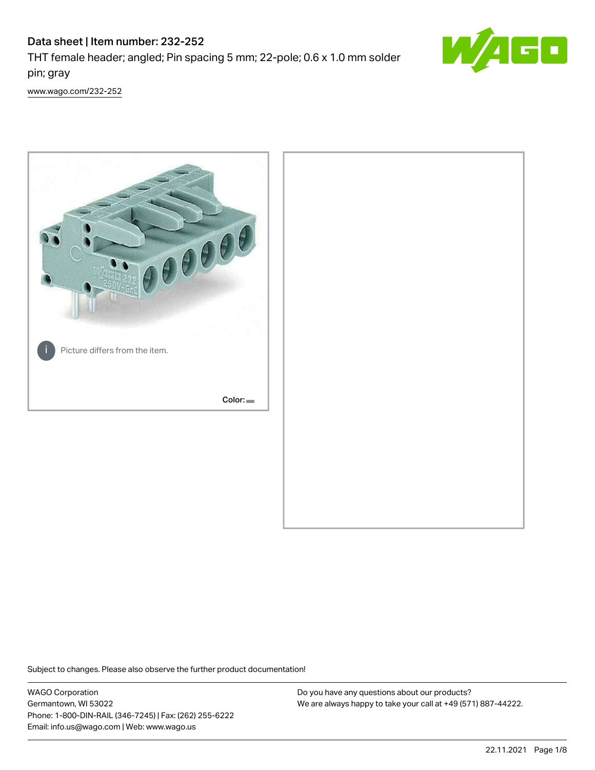# Data sheet | Item number: 232-252

THT female header; angled; Pin spacing 5 mm; 22-pole; 0.6 x 1.0 mm solder pin; gray

www.wago.com/232-252

Picture differs from the item.

Color:

Subject to changes. Please also observe the further product documentation!

WAGO Corporation
Germantown, WI 53022
Phone: 1-800-DIN-RAIL (346-7245) | Fax: (262) 255-6222
Email: info.us@wago.com | Web: www.wago.us

Do you have any questions about our products?
We are always happy to take your call at +49 (571) 887-44222.

22.11.2021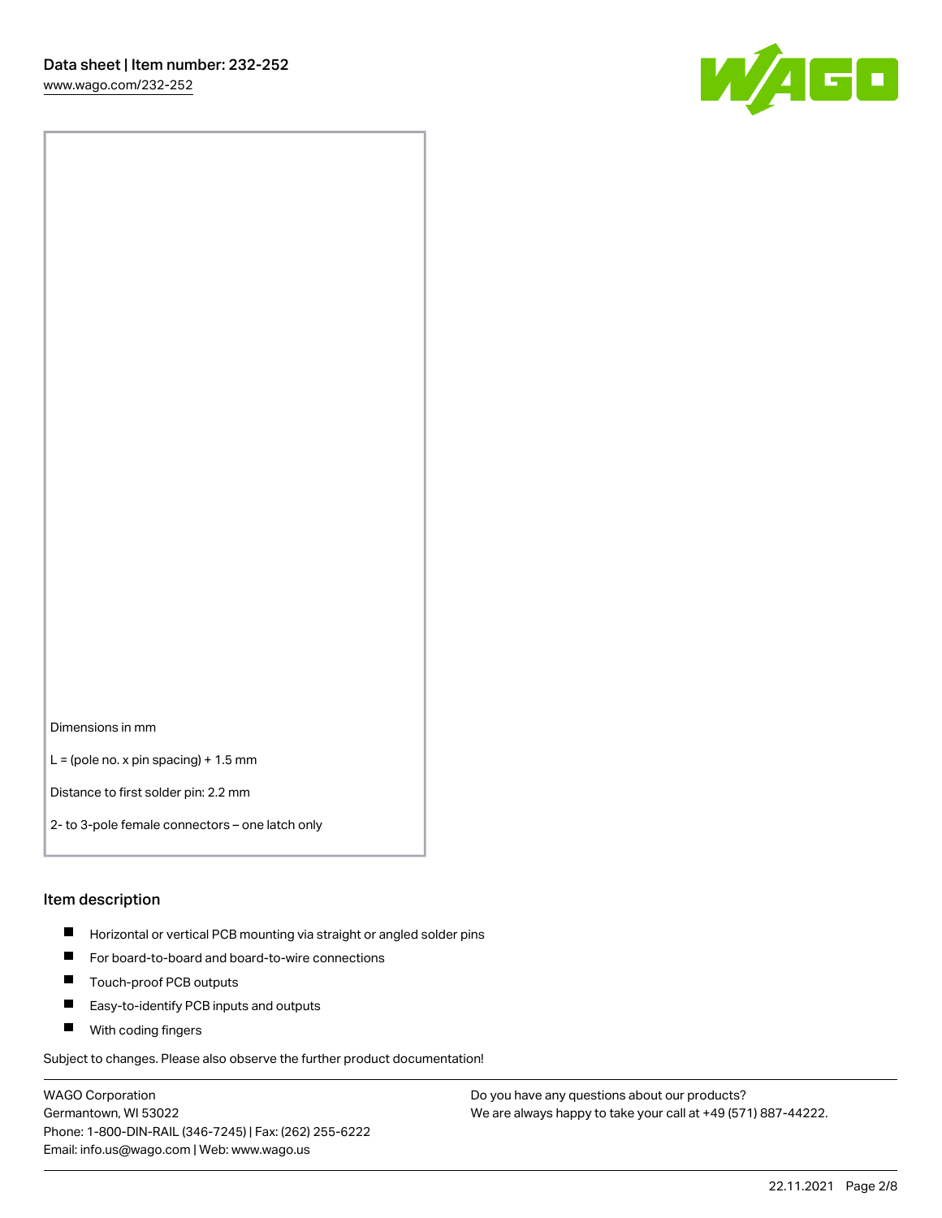Dimensions in mm

L = (pole no. x pin spacing) + 1.5 mm

Distance to first solder pin: 2.2 mm

2- to 3-pole female connectors – one latch only

## Item description

- Horizontal or vertical PCB mounting via straight or angled solder pins
- For board-to-board and board-to-wire connections
- Touch-proof PCB outputs
- Easy-to-identify PCB inputs and outputs
- With coding fingers

Subject to changes. Please also observe the further product documentation!

WAGO Corporation
Germantown, WI 53022
Phone: 1-800-DIN-RAIL (346-7245) | Fax: (262) 255-6222
Email: info.us@wago.com | Web: www.wago.us

Do you have any questions about our products?
We are always happy to take your call at +49 (571) 887-44222.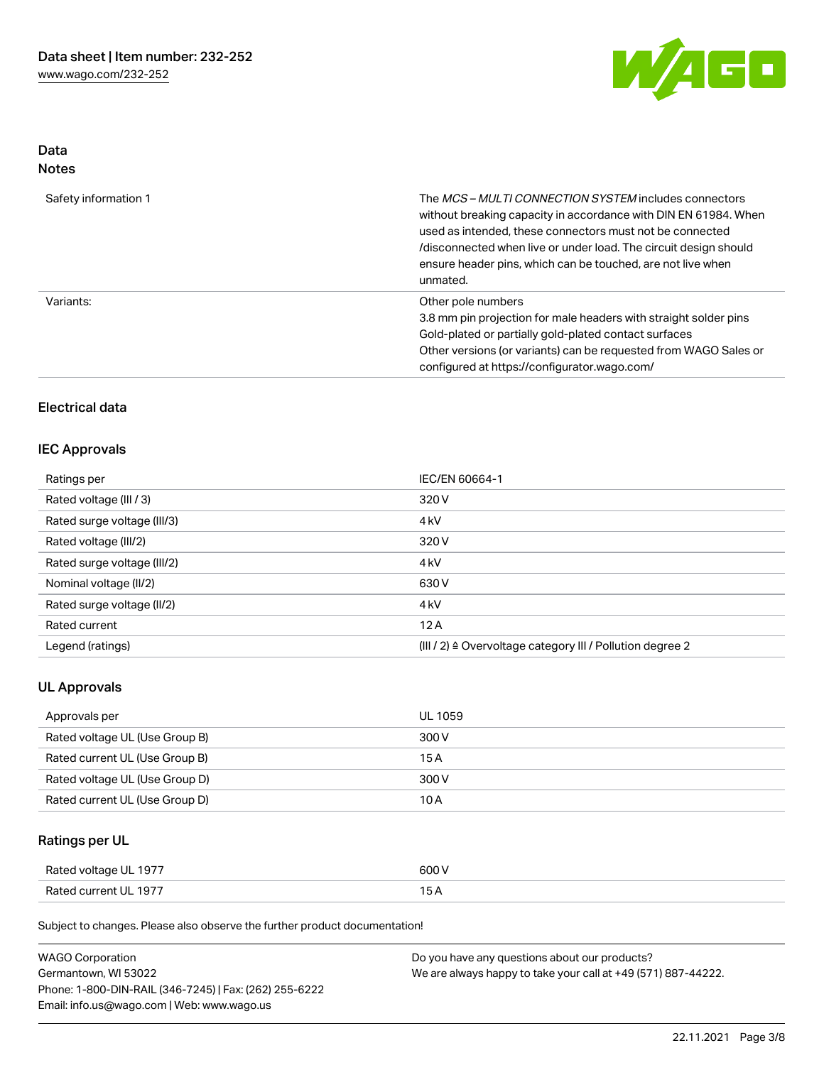## Data
### Notes

| | |
|---|---|
| Safety information 1 | The *MCS – MULTI CONNECTION SYSTEM* includes connectors without breaking capacity in accordance with DIN EN 61984. When used as intended, these connectors must not be connected /disconnected when live or under load. The circuit design should ensure header pins, which can be touched, are not live when unmated. |
| Variants: | Other pole numbers<br>3.8 mm pin projection for male headers with straight solder pins<br>Gold-plated or partially gold-plated contact surfaces<br>Other versions (or variants) can be requested from WAGO Sales or configured at https://configurator.wago.com/ |

## Electrical data

### IEC Approvals

| | |
|---|---|
| Ratings per | IEC/EN 60664-1 |
| Rated voltage (III / 3) | 320 V |
| Rated surge voltage (III/3) | 4 kV |
| Rated voltage (III/2) | 320 V |
| Rated surge voltage (III/2) | 4 kV |
| Nominal voltage (II/2) | 630 V |
| Rated surge voltage (II/2) | 4 kV |
| Rated current | 12 A |
| Legend (ratings) | (III / 2) ≙ Overvoltage category III / Pollution degree 2 |

### UL Approvals

| | |
|---|---|
| Approvals per | UL 1059 |
| Rated voltage UL (Use Group B) | 300 V |
| Rated current UL (Use Group B) | 15 A |
| Rated voltage UL (Use Group D) | 300 V |
| Rated current UL (Use Group D) | 10 A |

### Ratings per UL

| | |
|---|---|
| Rated voltage UL 1977 | 600 V |
| Rated current UL 1977 | 15 A |

Subject to changes. Please also observe the further product documentation!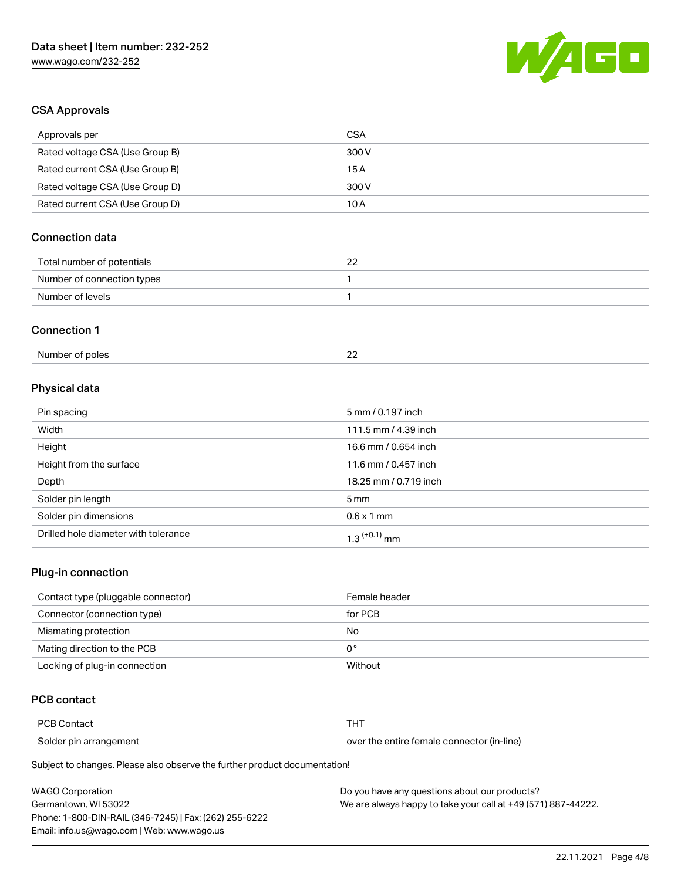## CSA Approvals

| Approvals per | CSA |
| --- | --- |
| Rated voltage CSA (Use Group B) | 300 V |
| Rated current CSA (Use Group B) | 15 A |
| Rated voltage CSA (Use Group D) | 300 V |
| Rated current CSA (Use Group D) | 10 A |

## Connection data

| Total number of potentials | 22 |
| --- | --- |
| Number of connection types | 1 |
| Number of levels | 1 |

## Connection 1

| Number of poles | 22 |
| --- | --- |

## Physical data

| Pin spacing | 5 mm / 0.197 inch |
| --- | --- |
| Width | 111.5 mm / 4.39 inch |
| Height | 16.6 mm / 0.654 inch |
| Height from the surface | 11.6 mm / 0.457 inch |
| Depth | 18.25 mm / 0.719 inch |
| Solder pin length | 5 mm |
| Solder pin dimensions | 0.6 x 1 mm |
| Drilled hole diameter with tolerance | $1.3^{(+0.1)}$ mm |

## Plug-in connection

| Contact type (pluggable connector) | Female header |
| --- | --- |
| Connector (connection type) | for PCB |
| Mismating protection | No |
| Mating direction to the PCB | 0° |
| Locking of plug-in connection | Without |

## PCB contact

| PCB Contact | THT |
| --- | --- |
| Solder pin arrangement | over the entire female connector (in-line) |

Subject to changes. Please also observe the further product documentation!

WAGO Corporation
Germantown, WI 53022
Phone: 1-800-DIN-RAIL (346-7245) | Fax: (262) 255-6222
Email: info.us@wago.com | Web: www.wago.us

Do you have any questions about our products?
We are always happy to take your call at +49 (571) 887-44222.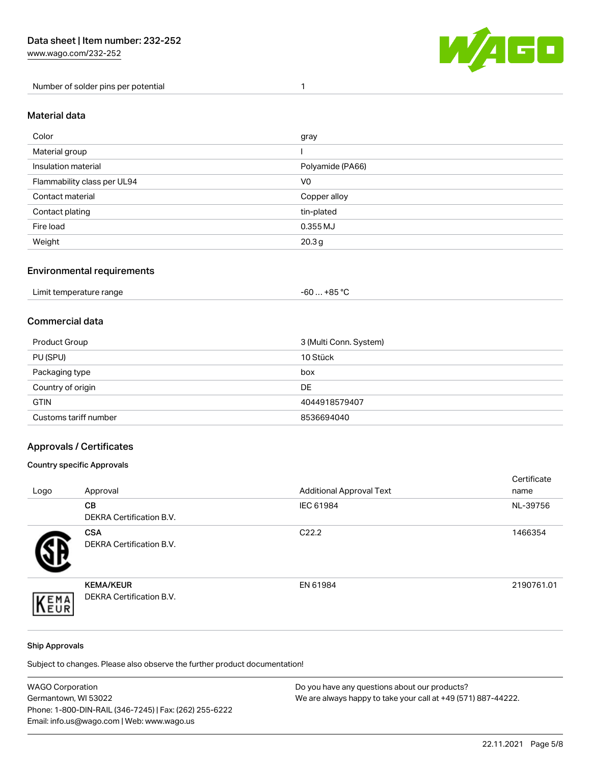| Number of solder pins per potential | 1 |
|---|---|

## Material data

| Color | gray |
|---|---|
| Material group | I |
| Insulation material | Polyamide (PA66) |
| Flammability class per UL94 | V0 |
| Contact material | Copper alloy |
| Contact plating | tin-plated |
| Fire load | 0.355 MJ |
| Weight | 20.3 g |

## Environmental requirements

| Limit temperature range | -60 … +85 °C |
|---|---|

## Commercial data

| Product Group | 3 (Multi Conn. System) |
|---|---|
| PU (SPU) | 10 Stück |
| Packaging type | box |
| Country of origin | DE |
| GTIN | 4044918579407 |
| Customs tariff number | 8536694040 |

## Approvals / Certificates

### Country specific Approvals

| Logo | Approval | Additional Approval Text | Certificate name |
|---|---|---|---|
| | **CB** DEKRA Certification B.V. | IEC 61984 | NL-39756 |
| | **CSA** DEKRA Certification B.V. | C22.2 | 1466354 |
| | **KEMA/KEUR** DEKRA Certification B.V. | EN 61984 | 2190761.01 |

### Ship Approvals

Subject to changes. Please also observe the further product documentation!

WAGO Corporation
Germantown, WI 53022
Phone: 1-800-DIN-RAIL (346-7245) | Fax: (262) 255-6222
Email: info.us@wago.com | Web: www.wago.us

Do you have any questions about our products?
We are always happy to take your call at +49 (571) 887-44222.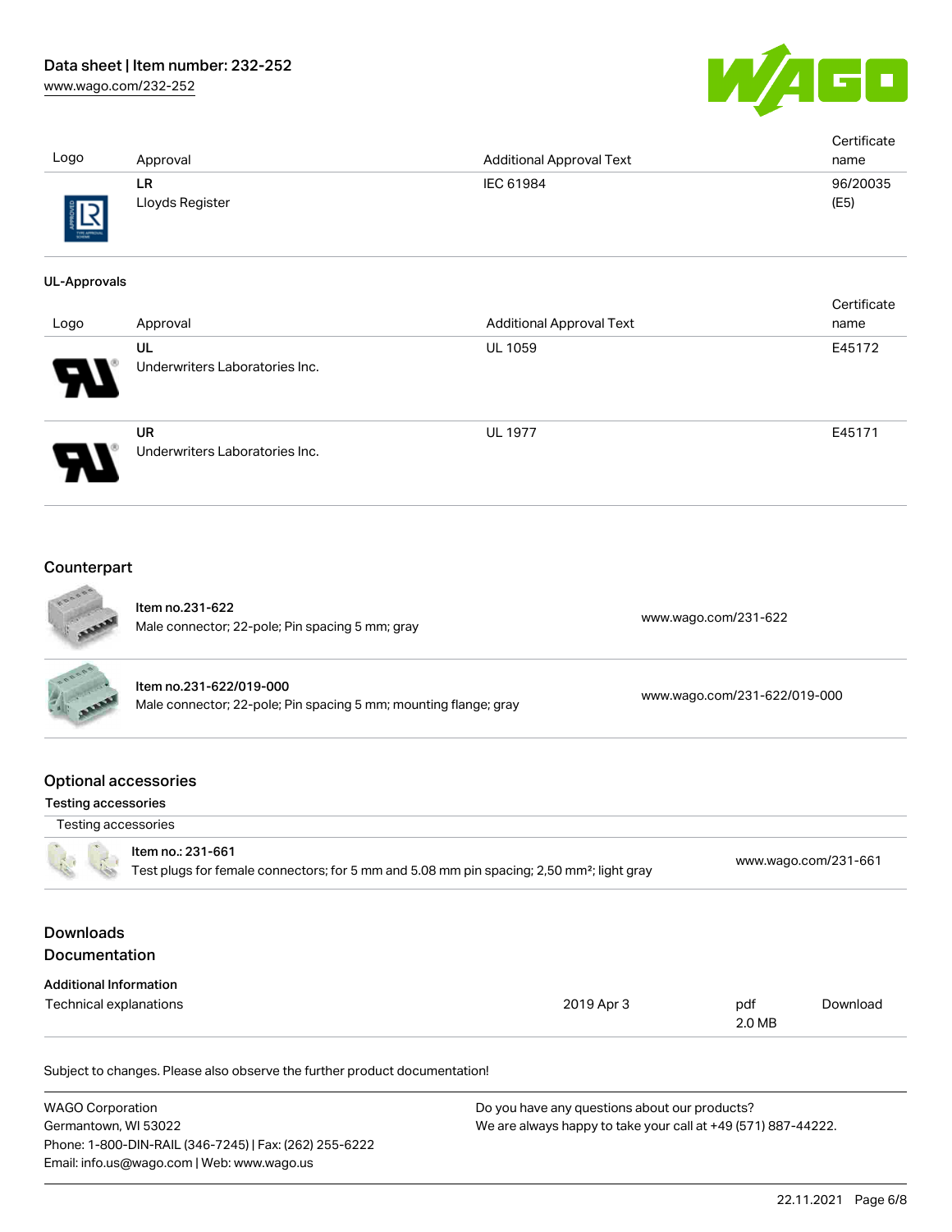| Logo | Approval | Additional Approval Text | Certificate name |
| --- | --- | --- | --- |
| | **LR** Lloyds Register | IEC 61984 | 96/20035 (E5) |

**UL-Approvals**

| Logo | Approval | Additional Approval Text | Certificate name |
| --- | --- | --- | --- |
| | **UL** Underwriters Laboratories Inc. | UL 1059 | E45172 |
| | **UR** Underwriters Laboratories Inc. | UL 1977 | E45171 |

## Counterpart

| | | |
| --- | --- | --- |
| | Item no.231-622<br>Male connector; 22-pole; Pin spacing 5 mm; gray | www.wago.com/231-622 |
| | Item no.231-622/019-000<br>Male connector; 22-pole; Pin spacing 5 mm; mounting flange; gray | www.wago.com/231-622/019-000 |

## Optional accessories

### Testing accessories

| Testing accessories | | |
| --- | --- | --- |
| | Item no.: 231-661<br>Test plugs for female connectors; for 5 mm and 5.08 mm pin spacing; 2,50 mm²; light gray | www.wago.com/231-661 |

## Downloads

## Documentation

**Additional Information**

| | | | |
| --- | --- | --- | --- |
| Technical explanations | 2019 Apr 3 | pdf<br>2.0 MB | Download |

Subject to changes. Please also observe the further product documentation!

WAGO Corporation
Germantown, WI 53022
Phone: 1-800-DIN-RAIL (346-7245) | Fax: (262) 255-6222
Email: info.us@wago.com | Web: www.wago.us

Do you have any questions about our products?
We are always happy to take your call at +49 (571) 887-44222.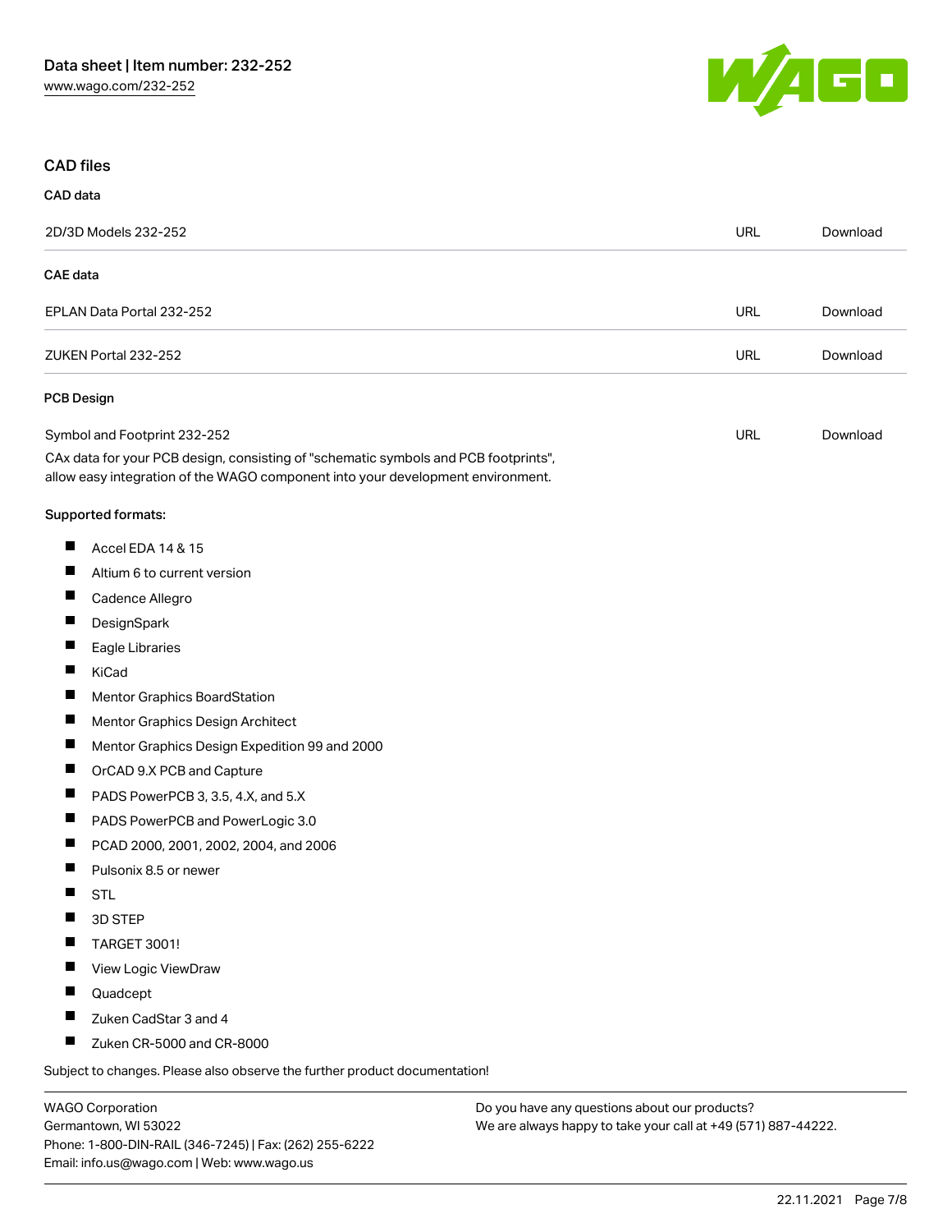## CAD files

### CAD data

| | | |
|---|---|---|
| 2D/3D Models 232-252 | URL | Download |

### CAE data

| | | |
|---|---|---|
| EPLAN Data Portal 232-252 | URL | Download |
| ZUKEN Portal 232-252 | URL | Download |

### PCB Design

| | | |
|---|---|---|
| Symbol and Footprint 232-252 | URL | Download |

CAx data for your PCB design, consisting of "schematic symbols and PCB footprints", allow easy integration of the WAGO component into your development environment.

Supported formats:

- Accel EDA 14 & 15
- Altium 6 to current version
- Cadence Allegro
- DesignSpark
- Eagle Libraries
- KiCad
- Mentor Graphics BoardStation
- Mentor Graphics Design Architect
- Mentor Graphics Design Expedition 99 and 2000
- OrCAD 9.X PCB and Capture
- PADS PowerPCB 3, 3.5, 4.X, and 5.X
- PADS PowerPCB and PowerLogic 3.0
- PCAD 2000, 2001, 2002, 2004, and 2006
- Pulsonix 8.5 or newer
- STL
- 3D STEP
- TARGET 3001!
- View Logic ViewDraw
- Quadcept
- Zuken CadStar 3 and 4
- Zuken CR-5000 and CR-8000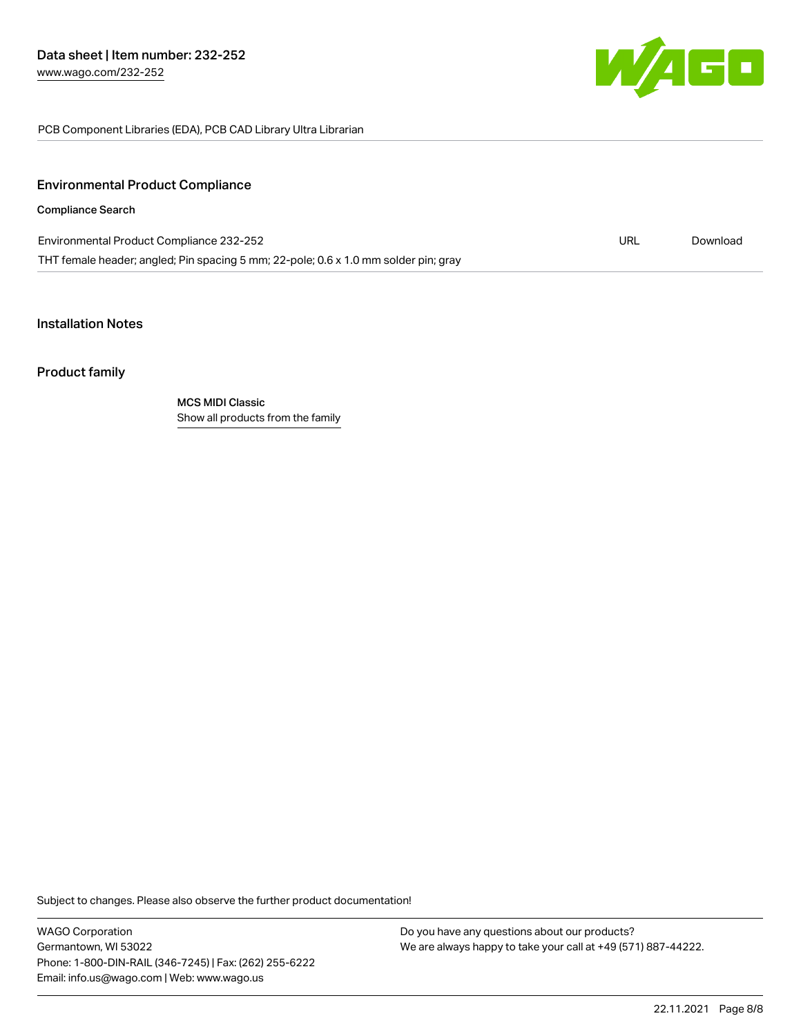PCB Component Libraries (EDA), PCB CAD Library Ultra Librarian

## Environmental Product Compliance

### Compliance Search

| | | |
|---|---|---|
| Environmental Product Compliance 232-252 | URL | Download |
| THT female header; angled; Pin spacing 5 mm; 22-pole; 0.6 x 1.0 mm solder pin; gray | | |

## Installation Notes

## Product family

**MCS MIDI Classic**
Show all products from the family

Subject to changes. Please also observe the further product documentation!

WAGO Corporation
Germantown, WI 53022
Phone: 1-800-DIN-RAIL (346-7245) | Fax: (262) 255-6222
Email: info.us@wago.com | Web: www.wago.us

Do you have any questions about our products?
We are always happy to take your call at +49 (571) 887-44222.